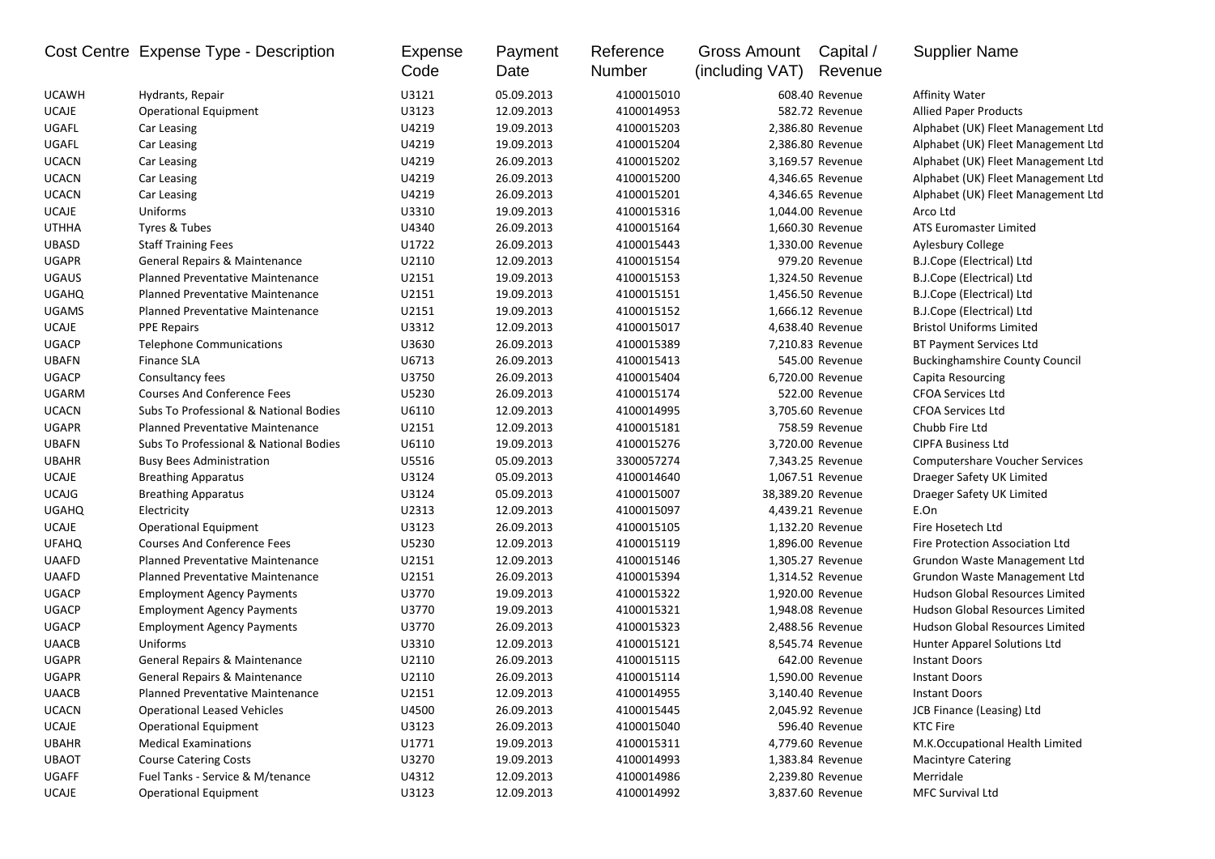| Cost Centre | Expense Type - Description | Expense Code | Payment Date | Reference Number | Gross Amount (including VAT) | Capital / Revenue | Supplier Name |
|---|---|---|---|---|---|---|---|
| UCAWH | Hydrants, Repair | U3121 | 05.09.2013 | 4100015010 | 608.40 | Revenue | Affinity Water |
| UCAJE | Operational Equipment | U3123 | 12.09.2013 | 4100014953 | 582.72 | Revenue | Allied Paper Products |
| UGAFL | Car Leasing | U4219 | 19.09.2013 | 4100015203 | 2,386.80 | Revenue | Alphabet (UK) Fleet Management Ltd |
| UGAFL | Car Leasing | U4219 | 19.09.2013 | 4100015204 | 2,386.80 | Revenue | Alphabet (UK) Fleet Management Ltd |
| UCACN | Car Leasing | U4219 | 26.09.2013 | 4100015202 | 3,169.57 | Revenue | Alphabet (UK) Fleet Management Ltd |
| UCACN | Car Leasing | U4219 | 26.09.2013 | 4100015200 | 4,346.65 | Revenue | Alphabet (UK) Fleet Management Ltd |
| UCACN | Car Leasing | U4219 | 26.09.2013 | 4100015201 | 4,346.65 | Revenue | Alphabet (UK) Fleet Management Ltd |
| UCAJE | Uniforms | U3310 | 19.09.2013 | 4100015316 | 1,044.00 | Revenue | Arco Ltd |
| UTHHA | Tyres & Tubes | U4340 | 26.09.2013 | 4100015164 | 1,660.30 | Revenue | ATS Euromaster Limited |
| UBASD | Staff Training Fees | U1722 | 26.09.2013 | 4100015443 | 1,330.00 | Revenue | Aylesbury College |
| UGAPR | General Repairs & Maintenance | U2110 | 12.09.2013 | 4100015154 | 979.20 | Revenue | B.J.Cope (Electrical) Ltd |
| UGAUS | Planned Preventative Maintenance | U2151 | 19.09.2013 | 4100015153 | 1,324.50 | Revenue | B.J.Cope (Electrical) Ltd |
| UGAHQ | Planned Preventative Maintenance | U2151 | 19.09.2013 | 4100015151 | 1,456.50 | Revenue | B.J.Cope (Electrical) Ltd |
| UGAMS | Planned Preventative Maintenance | U2151 | 19.09.2013 | 4100015152 | 1,666.12 | Revenue | B.J.Cope (Electrical) Ltd |
| UCAJE | PPE Repairs | U3312 | 12.09.2013 | 4100015017 | 4,638.40 | Revenue | Bristol Uniforms Limited |
| UGACP | Telephone Communications | U3630 | 26.09.2013 | 4100015389 | 7,210.83 | Revenue | BT Payment Services Ltd |
| UBAFN | Finance SLA | U6713 | 26.09.2013 | 4100015413 | 545.00 | Revenue | Buckinghamshire County Council |
| UGACP | Consultancy fees | U3750 | 26.09.2013 | 4100015404 | 6,720.00 | Revenue | Capita Resourcing |
| UGARM | Courses And Conference Fees | U5230 | 26.09.2013 | 4100015174 | 522.00 | Revenue | CFOA Services Ltd |
| UCACN | Subs To Professional & National Bodies | U6110 | 12.09.2013 | 4100014995 | 3,705.60 | Revenue | CFOA Services Ltd |
| UGAPR | Planned Preventative Maintenance | U2151 | 12.09.2013 | 4100015181 | 758.59 | Revenue | Chubb Fire Ltd |
| UBAFN | Subs To Professional & National Bodies | U6110 | 19.09.2013 | 4100015276 | 3,720.00 | Revenue | CIPFA Business Ltd |
| UBAHR | Busy Bees Administration | U5516 | 05.09.2013 | 3300057274 | 7,343.25 | Revenue | Computershare Voucher Services |
| UCAJE | Breathing Apparatus | U3124 | 05.09.2013 | 4100014640 | 1,067.51 | Revenue | Draeger Safety UK Limited |
| UCAJG | Breathing Apparatus | U3124 | 05.09.2013 | 4100015007 | 38,389.20 | Revenue | Draeger Safety UK Limited |
| UGAHQ | Electricity | U2313 | 12.09.2013 | 4100015097 | 4,439.21 | Revenue | E.On |
| UCAJE | Operational Equipment | U3123 | 26.09.2013 | 4100015105 | 1,132.20 | Revenue | Fire Hosetech Ltd |
| UFAHQ | Courses And Conference Fees | U5230 | 12.09.2013 | 4100015119 | 1,896.00 | Revenue | Fire Protection Association Ltd |
| UAAFD | Planned Preventative Maintenance | U2151 | 12.09.2013 | 4100015146 | 1,305.27 | Revenue | Grundon Waste Management Ltd |
| UAAFD | Planned Preventative Maintenance | U2151 | 26.09.2013 | 4100015394 | 1,314.52 | Revenue | Grundon Waste Management Ltd |
| UGACP | Employment Agency Payments | U3770 | 19.09.2013 | 4100015322 | 1,920.00 | Revenue | Hudson Global Resources Limited |
| UGACP | Employment Agency Payments | U3770 | 19.09.2013 | 4100015321 | 1,948.08 | Revenue | Hudson Global Resources Limited |
| UGACP | Employment Agency Payments | U3770 | 26.09.2013 | 4100015323 | 2,488.56 | Revenue | Hudson Global Resources Limited |
| UAACB | Uniforms | U3310 | 12.09.2013 | 4100015121 | 8,545.74 | Revenue | Hunter Apparel Solutions Ltd |
| UGAPR | General Repairs & Maintenance | U2110 | 26.09.2013 | 4100015115 | 642.00 | Revenue | Instant Doors |
| UGAPR | General Repairs & Maintenance | U2110 | 26.09.2013 | 4100015114 | 1,590.00 | Revenue | Instant Doors |
| UAACB | Planned Preventative Maintenance | U2151 | 12.09.2013 | 4100014955 | 3,140.40 | Revenue | Instant Doors |
| UCACN | Operational Leased Vehicles | U4500 | 26.09.2013 | 4100015445 | 2,045.92 | Revenue | JCB Finance (Leasing) Ltd |
| UCAJE | Operational Equipment | U3123 | 26.09.2013 | 4100015040 | 596.40 | Revenue | KTC Fire |
| UBAHR | Medical Examinations | U1771 | 19.09.2013 | 4100015311 | 4,779.60 | Revenue | M.K.Occupational Health Limited |
| UBAOT | Course Catering Costs | U3270 | 19.09.2013 | 4100014993 | 1,383.84 | Revenue | Macintyre Catering |
| UGAFF | Fuel Tanks - Service & M/tenance | U4312 | 12.09.2013 | 4100014986 | 2,239.80 | Revenue | Merridale |
| UCAJE | Operational Equipment | U3123 | 12.09.2013 | 4100014992 | 3,837.60 | Revenue | MFC Survival Ltd |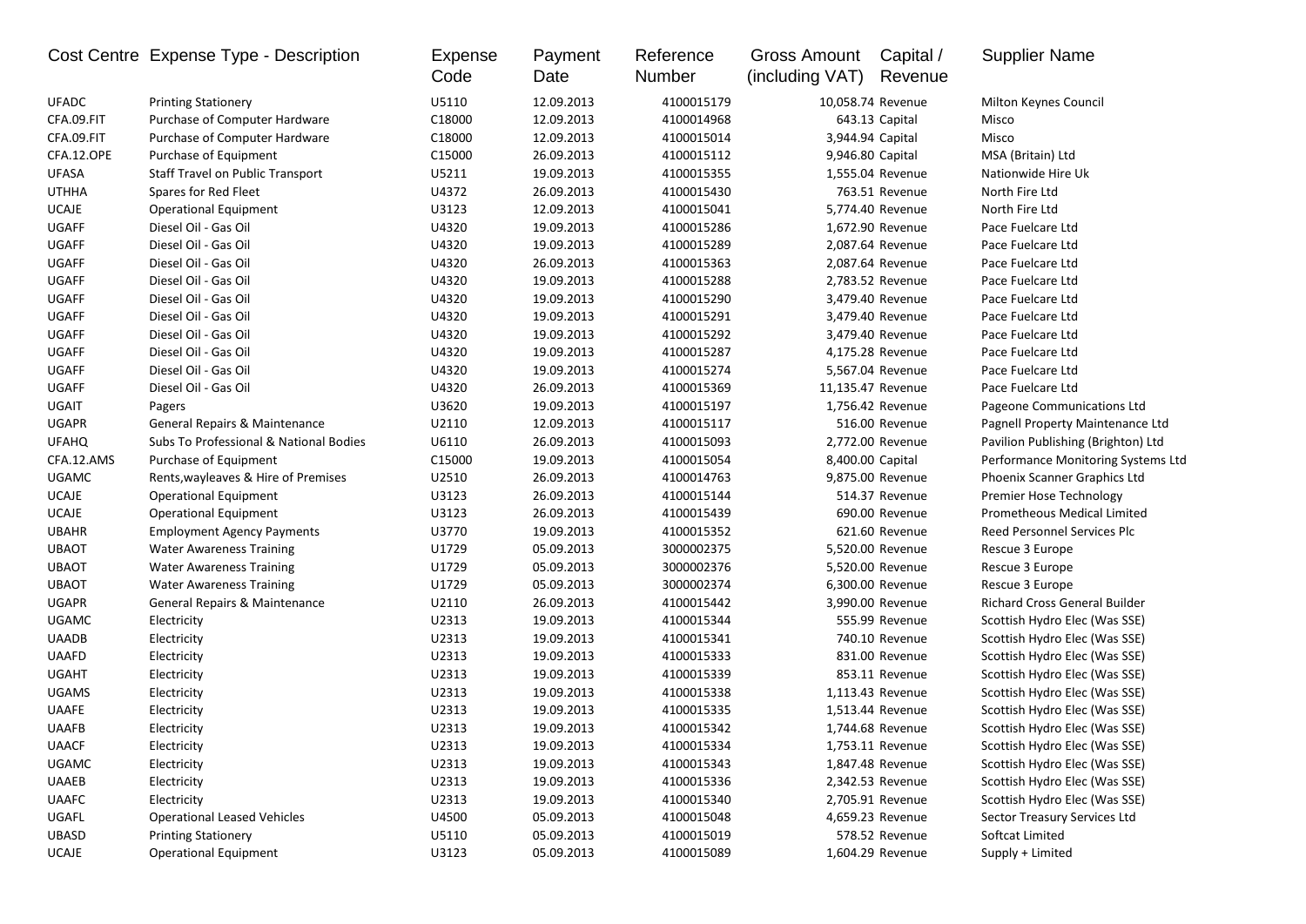| Cost Centre | Expense Type - Description | Expense Code | Payment Date | Reference Number | Gross Amount (including VAT) | Capital / Revenue | Supplier Name |
|---|---|---|---|---|---|---|---|
| UFADC | Printing Stationery | U5110 | 12.09.2013 | 4100015179 | 10,058.74 | Revenue | Milton Keynes Council |
| CFA.09.FIT | Purchase of Computer Hardware | C18000 | 12.09.2013 | 4100014968 | 643.13 | Capital | Misco |
| CFA.09.FIT | Purchase of Computer Hardware | C18000 | 12.09.2013 | 4100015014 | 3,944.94 | Capital | Misco |
| CFA.12.OPE | Purchase of Equipment | C15000 | 26.09.2013 | 4100015112 | 9,946.80 | Capital | MSA (Britain) Ltd |
| UFASA | Staff Travel on Public Transport | U5211 | 19.09.2013 | 4100015355 | 1,555.04 | Revenue | Nationwide Hire Uk |
| UTHHA | Spares for Red Fleet | U4372 | 26.09.2013 | 4100015430 | 763.51 | Revenue | North Fire Ltd |
| UCAJE | Operational Equipment | U3123 | 12.09.2013 | 4100015041 | 5,774.40 | Revenue | North Fire Ltd |
| UGAFF | Diesel Oil - Gas Oil | U4320 | 19.09.2013 | 4100015286 | 1,672.90 | Revenue | Pace Fuelcare Ltd |
| UGAFF | Diesel Oil - Gas Oil | U4320 | 19.09.2013 | 4100015289 | 2,087.64 | Revenue | Pace Fuelcare Ltd |
| UGAFF | Diesel Oil - Gas Oil | U4320 | 26.09.2013 | 4100015363 | 2,087.64 | Revenue | Pace Fuelcare Ltd |
| UGAFF | Diesel Oil - Gas Oil | U4320 | 19.09.2013 | 4100015288 | 2,783.52 | Revenue | Pace Fuelcare Ltd |
| UGAFF | Diesel Oil - Gas Oil | U4320 | 19.09.2013 | 4100015290 | 3,479.40 | Revenue | Pace Fuelcare Ltd |
| UGAFF | Diesel Oil - Gas Oil | U4320 | 19.09.2013 | 4100015291 | 3,479.40 | Revenue | Pace Fuelcare Ltd |
| UGAFF | Diesel Oil - Gas Oil | U4320 | 19.09.2013 | 4100015292 | 3,479.40 | Revenue | Pace Fuelcare Ltd |
| UGAFF | Diesel Oil - Gas Oil | U4320 | 19.09.2013 | 4100015287 | 4,175.28 | Revenue | Pace Fuelcare Ltd |
| UGAFF | Diesel Oil - Gas Oil | U4320 | 19.09.2013 | 4100015274 | 5,567.04 | Revenue | Pace Fuelcare Ltd |
| UGAFF | Diesel Oil - Gas Oil | U4320 | 26.09.2013 | 4100015369 | 11,135.47 | Revenue | Pace Fuelcare Ltd |
| UGAIT | Pagers | U3620 | 19.09.2013 | 4100015197 | 1,756.42 | Revenue | Pageone Communications Ltd |
| UGAPR | General Repairs & Maintenance | U2110 | 12.09.2013 | 4100015117 | 516.00 | Revenue | Pagnell Property Maintenance Ltd |
| UFAHQ | Subs To Professional & National Bodies | U6110 | 26.09.2013 | 4100015093 | 2,772.00 | Revenue | Pavilion Publishing (Brighton) Ltd |
| CFA.12.AMS | Purchase of Equipment | C15000 | 19.09.2013 | 4100015054 | 8,400.00 | Capital | Performance Monitoring Systems Ltd |
| UGAMC | Rents,wayleaves & Hire of Premises | U2510 | 26.09.2013 | 4100014763 | 9,875.00 | Revenue | Phoenix Scanner Graphics Ltd |
| UCAJE | Operational Equipment | U3123 | 26.09.2013 | 4100015144 | 514.37 | Revenue | Premier Hose Technology |
| UCAJE | Operational Equipment | U3123 | 26.09.2013 | 4100015439 | 690.00 | Revenue | Prometheous Medical Limited |
| UBAHR | Employment Agency Payments | U3770 | 19.09.2013 | 4100015352 | 621.60 | Revenue | Reed Personnel Services Plc |
| UBAOT | Water Awareness Training | U1729 | 05.09.2013 | 3000002375 | 5,520.00 | Revenue | Rescue 3 Europe |
| UBAOT | Water Awareness Training | U1729 | 05.09.2013 | 3000002376 | 5,520.00 | Revenue | Rescue 3 Europe |
| UBAOT | Water Awareness Training | U1729 | 05.09.2013 | 3000002374 | 6,300.00 | Revenue | Rescue 3 Europe |
| UGAPR | General Repairs & Maintenance | U2110 | 26.09.2013 | 4100015442 | 3,990.00 | Revenue | Richard Cross General Builder |
| UGAMC | Electricity | U2313 | 19.09.2013 | 4100015344 | 555.99 | Revenue | Scottish Hydro Elec (Was SSE) |
| UAADB | Electricity | U2313 | 19.09.2013 | 4100015341 | 740.10 | Revenue | Scottish Hydro Elec (Was SSE) |
| UAAFD | Electricity | U2313 | 19.09.2013 | 4100015333 | 831.00 | Revenue | Scottish Hydro Elec (Was SSE) |
| UGAHT | Electricity | U2313 | 19.09.2013 | 4100015339 | 853.11 | Revenue | Scottish Hydro Elec (Was SSE) |
| UGAMS | Electricity | U2313 | 19.09.2013 | 4100015338 | 1,113.43 | Revenue | Scottish Hydro Elec (Was SSE) |
| UAAFE | Electricity | U2313 | 19.09.2013 | 4100015335 | 1,513.44 | Revenue | Scottish Hydro Elec (Was SSE) |
| UAAFB | Electricity | U2313 | 19.09.2013 | 4100015342 | 1,744.68 | Revenue | Scottish Hydro Elec (Was SSE) |
| UAACF | Electricity | U2313 | 19.09.2013 | 4100015334 | 1,753.11 | Revenue | Scottish Hydro Elec (Was SSE) |
| UGAMC | Electricity | U2313 | 19.09.2013 | 4100015343 | 1,847.48 | Revenue | Scottish Hydro Elec (Was SSE) |
| UAAEB | Electricity | U2313 | 19.09.2013 | 4100015336 | 2,342.53 | Revenue | Scottish Hydro Elec (Was SSE) |
| UAAFC | Electricity | U2313 | 19.09.2013 | 4100015340 | 2,705.91 | Revenue | Scottish Hydro Elec (Was SSE) |
| UGAFL | Operational Leased Vehicles | U4500 | 05.09.2013 | 4100015048 | 4,659.23 | Revenue | Sector Treasury Services Ltd |
| UBASD | Printing Stationery | U5110 | 05.09.2013 | 4100015019 | 578.52 | Revenue | Softcat Limited |
| UCAJE | Operational Equipment | U3123 | 05.09.2013 | 4100015089 | 1,604.29 | Revenue | Supply + Limited |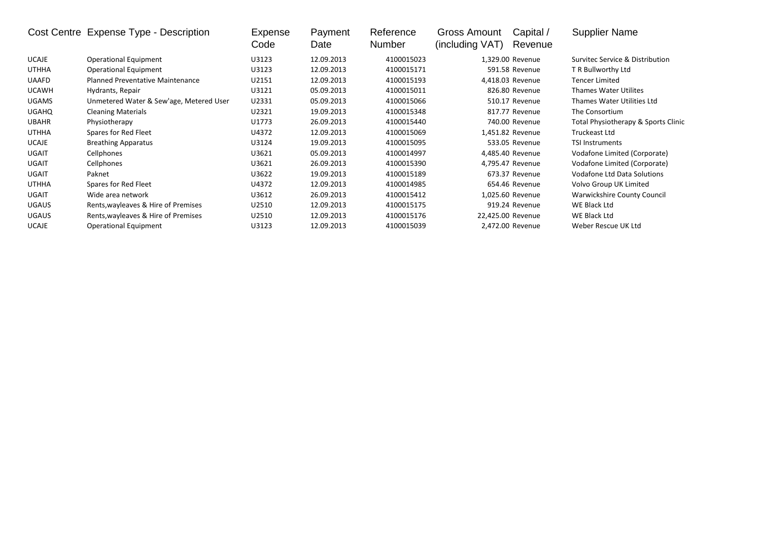| Cost Centre | Expense Type - Description | Expense Code | Payment Date | Reference Number | Gross Amount (including VAT) | Capital / Revenue | Supplier Name |
|---|---|---|---|---|---|---|---|
| UCAJE | Operational Equipment | U3123 | 12.09.2013 | 4100015023 | 1,329.00 | Revenue | Survitec Service & Distribution |
| UTHHA | Operational Equipment | U3123 | 12.09.2013 | 4100015171 | 591.58 | Revenue | T R Bullworthy Ltd |
| UAAFD | Planned Preventative Maintenance | U2151 | 12.09.2013 | 4100015193 | 4,418.03 | Revenue | Tencer Limited |
| UCAWH | Hydrants, Repair | U3121 | 05.09.2013 | 4100015011 | 826.80 | Revenue | Thames Water Utilites |
| UGAMS | Unmetered Water & Sew'age, Metered User | U2331 | 05.09.2013 | 4100015066 | 510.17 | Revenue | Thames Water Utilities Ltd |
| UGAHQ | Cleaning Materials | U2321 | 19.09.2013 | 4100015348 | 817.77 | Revenue | The Consortium |
| UBAHR | Physiotherapy | U1773 | 26.09.2013 | 4100015440 | 740.00 | Revenue | Total Physiotherapy & Sports Clinic |
| UTHHA | Spares for Red Fleet | U4372 | 12.09.2013 | 4100015069 | 1,451.82 | Revenue | Truckeast Ltd |
| UCAJE | Breathing Apparatus | U3124 | 19.09.2013 | 4100015095 | 533.05 | Revenue | TSI Instruments |
| UGAIT | Cellphones | U3621 | 05.09.2013 | 4100014997 | 4,485.40 | Revenue | Vodafone Limited (Corporate) |
| UGAIT | Cellphones | U3621 | 26.09.2013 | 4100015390 | 4,795.47 | Revenue | Vodafone Limited (Corporate) |
| UGAIT | Paknet | U3622 | 19.09.2013 | 4100015189 | 673.37 | Revenue | Vodafone Ltd Data Solutions |
| UTHHA | Spares for Red Fleet | U4372 | 12.09.2013 | 4100014985 | 654.46 | Revenue | Volvo Group UK Limited |
| UGAIT | Wide area network | U3612 | 26.09.2013 | 4100015412 | 1,025.60 | Revenue | Warwickshire County Council |
| UGAUS | Rents,wayleaves & Hire of Premises | U2510 | 12.09.2013 | 4100015175 | 919.24 | Revenue | WE Black Ltd |
| UGAUS | Rents,wayleaves & Hire of Premises | U2510 | 12.09.2013 | 4100015176 | 22,425.00 | Revenue | WE Black Ltd |
| UCAJE | Operational Equipment | U3123 | 12.09.2013 | 4100015039 | 2,472.00 | Revenue | Weber Rescue UK Ltd |